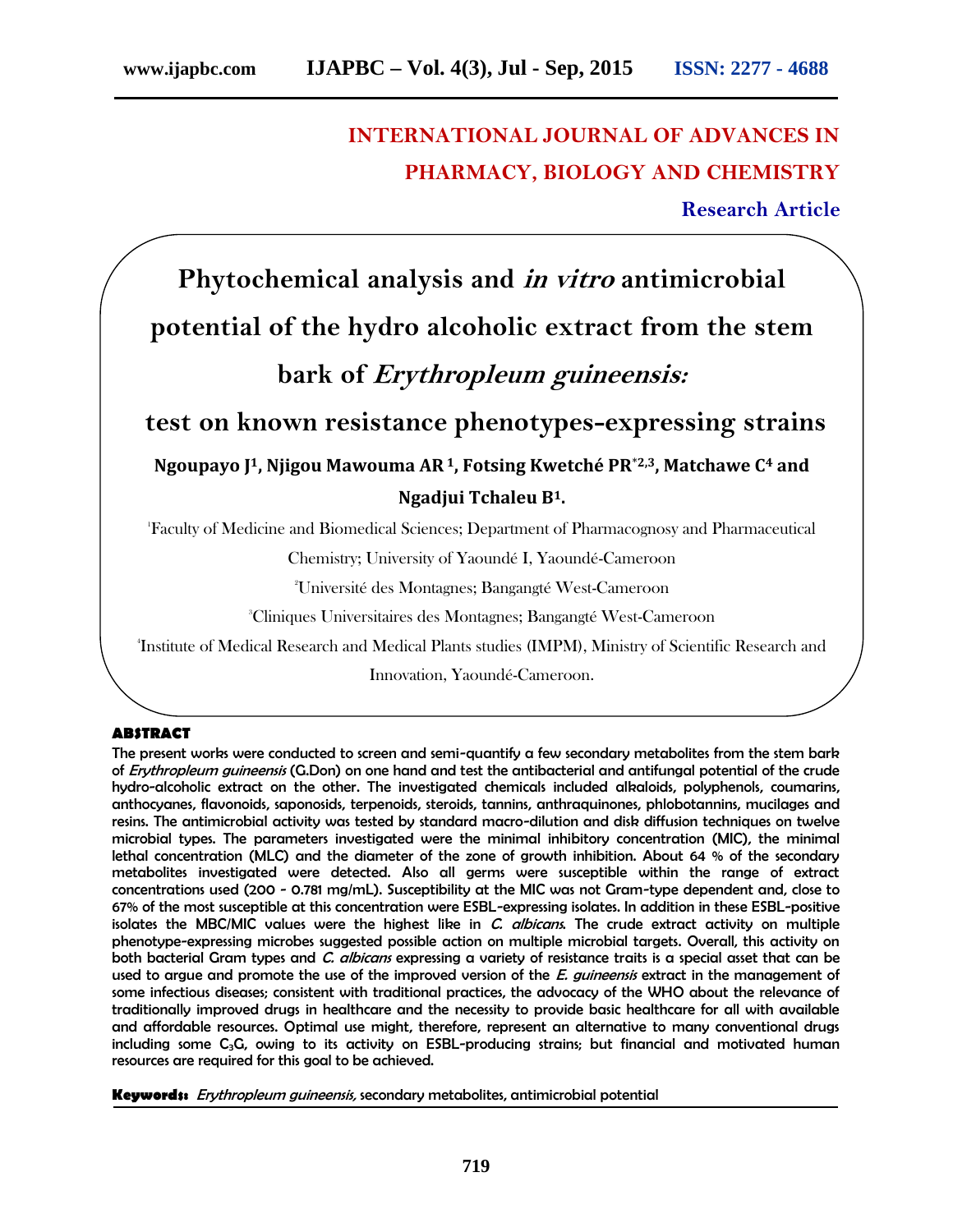INTERNATIONAL JOURNAL OF ADVANCES IN PHARMACY, BIOLOGY AND CHEMISTRY

**Research Article**

# Phytochemical analysis and *in vitro* antimicrobial potential of the hydro alcoholic extract from the stem bark of *Erythropleum guineensis:* test on known resistance phenotypes-expressing strains

**Ngoupayo J[1], Njigou Mawouma AR [1], Fotsing Kwetché PR[*2,3], Matchawe C[4] and Ngadjui Tchaleu B[1].**

[1]Faculty of Medicine and Biomedical Sciences; Department of Pharmacognosy and Pharmaceutical Chemistry; University of Yaoundé I, Yaoundé-Cameroon

[2]Université des Montagnes; Bangangté West-Cameroon

[3]Cliniques Universitaires des Montagnes; Bangangté West-Cameroon

[4]Institute of Medical Research and Medical Plants studies (IMPM), Ministry of Scientific Research and Innovation, Yaoundé-Cameroon.

## ABSTRACT

The present works were conducted to screen and semi-quantify a few secondary metabolites from the stem bark of *Erythropleum guineensis* (G.Don) on one hand and test the antibacterial and antifungal potential of the crude hydro-alcoholic extract on the other. The investigated chemicals included alkaloids, polyphenols, coumarins, anthocyanes, flavonoids, saponosids, terpenoids, steroids, tannins, anthraquinones, phlobotannins, mucilages and resins. The antimicrobial activity was tested by standard macro-dilution and disk diffusion techniques on twelve microbial types. The parameters investigated were the minimal inhibitory concentration (MIC), the minimal lethal concentration (MLC) and the diameter of the zone of growth inhibition. About 64 % of the secondary metabolites investigated were detected. Also all germs were susceptible within the range of extract concentrations used (200 - 0.781 mg/mL). Susceptibility at the MIC was not Gram-type dependent and, close to 67% of the most susceptible at this concentration were ESBL-expressing isolates. In addition in these ESBL-positive isolates the MBC/MIC values were the highest like in *C. albicans*. The crude extract activity on multiple phenotype-expressing microbes suggested possible action on multiple microbial targets. Overall, this activity on both bacterial Gram types and *C. albicans* expressing a variety of resistance traits is a special asset that can be used to argue and promote the use of the improved version of the *E. guineensis* extract in the management of some infectious diseases; consistent with traditional practices, the advocacy of the WHO about the relevance of traditionally improved drugs in healthcare and the necessity to provide basic healthcare for all with available and affordable resources. Optimal use might, therefore, represent an alternative to many conventional drugs including some $C_3G$, owing to its activity on ESBL-producing strains; but financial and motivated human resources are required for this goal to be achieved.

**Keywords:** *Erythropleum guineensis,* secondary metabolites, antimicrobial potential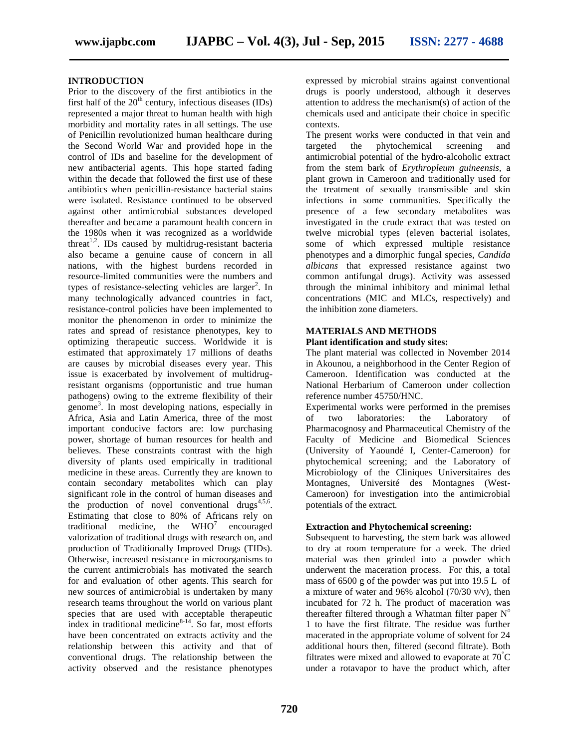## INTRODUCTION

Prior to the discovery of the first antibiotics in the first half of the $20^{th}$ century, infectious diseases (IDs) represented a major threat to human health with high morbidity and mortality rates in all settings. The use of Penicillin revolutionized human healthcare during the Second World War and provided hope in the control of IDs and baseline for the development of new antibacterial agents. This hope started fading within the decade that followed the first use of these antibiotics when penicillin-resistance bacterial stains were isolated. Resistance continued to be observed against other antimicrobial substances developed thereafter and became a paramount health concern in the 1980s when it was recognized as a worldwide threat[1,2]. IDs caused by multidrug-resistant bacteria also became a genuine cause of concern in all nations, with the highest burdens recorded in resource-limited communities were the numbers and types of resistance-selecting vehicles are larger[2]. In many technologically advanced countries in fact, resistance-control policies have been implemented to monitor the phenomenon in order to minimize the rates and spread of resistance phenotypes, key to optimizing therapeutic success. Worldwide it is estimated that approximately 17 millions of deaths are causes by microbial diseases every year. This issue is exacerbated by involvement of multidrug-resistant organisms (opportunistic and true human pathogens) owing to the extreme flexibility of their genome[3]. In most developing nations, especially in Africa, Asia and Latin America, three of the most important conducive factors are: low purchasing power, shortage of human resources for health and believes. These constraints contrast with the high diversity of plants used empirically in traditional medicine in these areas. Currently they are known to contain secondary metabolites which can play significant role in the control of human diseases and the production of novel conventional drugs[4,5,6]. Estimating that close to 80% of Africans rely on traditional medicine, the WHO[7] encouraged valorization of traditional drugs with research on, and production of Traditionally Improved Drugs (TIDs). Otherwise, increased resistance in microorganisms to the current antimicrobials has motivated the search for and evaluation of other agents. This search for new sources of antimicrobial is undertaken by many research teams throughout the world on various plant species that are used with acceptable therapeutic index in traditional medicine[8-14]. So far, most efforts have been concentrated on extracts activity and the relationship between this activity and that of conventional drugs. The relationship between the activity observed and the resistance phenotypes expressed by microbial strains against conventional drugs is poorly understood, although it deserves attention to address the mechanism(s) of action of the chemicals used and anticipate their choice in specific contexts.

The present works were conducted in that vein and targeted the phytochemical screening and antimicrobial potential of the hydro-alcoholic extract from the stem bark of *Erythropleum guineensis*, a plant grown in Cameroon and traditionally used for the treatment of sexually transmissible and skin infections in some communities. Specifically the presence of a few secondary metabolites was investigated in the crude extract that was tested on twelve microbial types (eleven bacterial isolates, some of which expressed multiple resistance phenotypes and a dimorphic fungal species, *Candida albicans* that expressed resistance against two common antifungal drugs). Activity was assessed through the minimal inhibitory and minimal lethal concentrations (MIC and MLCs, respectively) and the inhibition zone diameters.

## MATERIALS AND METHODS

### Plant identification and study sites:

The plant material was collected in November 2014 in Akounou, a neighborhood in the Center Region of Cameroon. Identification was conducted at the National Herbarium of Cameroon under collection reference number 45750/HNC.

Experimental works were performed in the premises of two laboratories: the Laboratory of Pharmacognosy and Pharmaceutical Chemistry of the Faculty of Medicine and Biomedical Sciences (University of Yaoundé I, Center-Cameroon) for phytochemical screening; and the Laboratory of Microbiology of the Cliniques Universitaires des Montagnes, Université des Montagnes (West-Cameroon) for investigation into the antimicrobial potentials of the extract.

### Extraction and Phytochemical screening:

Subsequent to harvesting, the stem bark was allowed to dry at room temperature for a week. The dried material was then grinded into a powder which underwent the maceration process. For this, a total mass of 6500 g of the powder was put into 19.5 L of a mixture of water and 96% alcohol (70/30 v/v), then incubated for 72 h. The product of maceration was thereafter filtered through a Whatman filter paper N° 1 to have the first filtrate. The residue was further macerated in the appropriate volume of solvent for 24 additional hours then, filtered (second filtrate). Both filtrates were mixed and allowed to evaporate at 70°C under a rotavapor to have the product which, after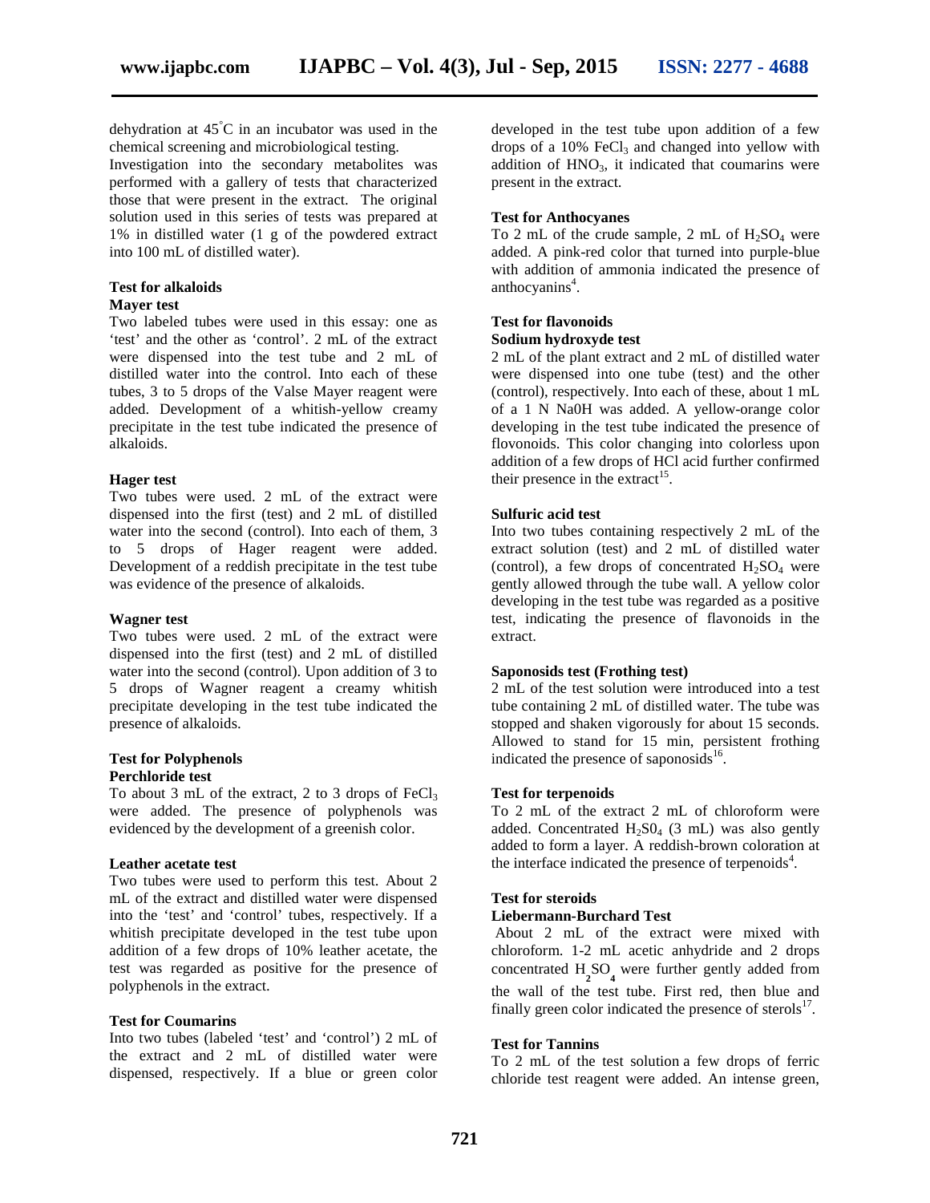dehydration at 45°C in an incubator was used in the chemical screening and microbiological testing.

Investigation into the secondary metabolites was performed with a gallery of tests that characterized those that were present in the extract. The original solution used in this series of tests was prepared at 1% in distilled water (1 g of the powdered extract into 100 mL of distilled water).

### Test for alkaloids

#### Mayer test

Two labeled tubes were used in this essay: one as 'test' and the other as 'control'. 2 mL of the extract were dispensed into the test tube and 2 mL of distilled water into the control. Into each of these tubes, 3 to 5 drops of the Valse Mayer reagent were added. Development of a whitish-yellow creamy precipitate in the test tube indicated the presence of alkaloids.

#### Hager test

Two tubes were used. 2 mL of the extract were dispensed into the first (test) and 2 mL of distilled water into the second (control). Into each of them, 3 to 5 drops of Hager reagent were added. Development of a reddish precipitate in the test tube was evidence of the presence of alkaloids.

#### Wagner test

Two tubes were used. 2 mL of the extract were dispensed into the first (test) and 2 mL of distilled water into the second (control). Upon addition of 3 to 5 drops of Wagner reagent a creamy whitish precipitate developing in the test tube indicated the presence of alkaloids.

### Test for Polyphenols

#### Perchloride test

To about 3 mL of the extract, 2 to 3 drops of $FeCl_3$ were added. The presence of polyphenols was evidenced by the development of a greenish color.

#### Leather acetate test

Two tubes were used to perform this test. About 2 mL of the extract and distilled water were dispensed into the 'test' and 'control' tubes, respectively. If a whitish precipitate developed in the test tube upon addition of a few drops of 10% leather acetate, the test was regarded as positive for the presence of polyphenols in the extract.

### Test for Coumarins

Into two tubes (labeled 'test' and 'control') 2 mL of the extract and 2 mL of distilled water were dispensed, respectively. If a blue or green color developed in the test tube upon addition of a few drops of a 10% $FeCl_3$ and changed into yellow with addition of $HNO_3$, it indicated that coumarins were present in the extract.

### Test for Anthocyanes

To 2 mL of the crude sample, 2 mL of $H_2SO_4$ were added. A pink-red color that turned into purple-blue with addition of ammonia indicated the presence of anthocyanins[4].

### Test for flavonoids

#### Sodium hydroxyde test

2 mL of the plant extract and 2 mL of distilled water were dispensed into one tube (test) and the other (control), respectively. Into each of these, about 1 mL of a 1 N Na0H was added. A yellow-orange color developing in the test tube indicated the presence of flovonoids. This color changing into colorless upon addition of a few drops of HCl acid further confirmed their presence in the extract[15].

#### Sulfuric acid test

Into two tubes containing respectively 2 mL of the extract solution (test) and 2 mL of distilled water (control), a few drops of concentrated $H_2SO_4$ were gently allowed through the tube wall. A yellow color developing in the test tube was regarded as a positive test, indicating the presence of flavonoids in the extract.

### Saponosids test (Frothing test)

2 mL of the test solution were introduced into a test tube containing 2 mL of distilled water. The tube was stopped and shaken vigorously for about 15 seconds. Allowed to stand for 15 min, persistent frothing indicated the presence of saponosids[16].

### Test for terpenoids

To 2 mL of the extract 2 mL of chloroform were added. Concentrated $H_2S0_4$ (3 mL) was also gently added to form a layer. A reddish-brown coloration at the interface indicated the presence of terpenoids[4].

### Test for steroids

#### Liebermann-Burchard Test

About 2 mL of the extract were mixed with chloroform. 1-2 mL acetic anhydride and 2 drops concentrated $H_2SO_4$ were further gently added from the wall of the test tube. First red, then blue and finally green color indicated the presence of sterols[17].

### Test for Tannins

To 2 mL of the test solution a few drops of ferric chloride test reagent were added. An intense green,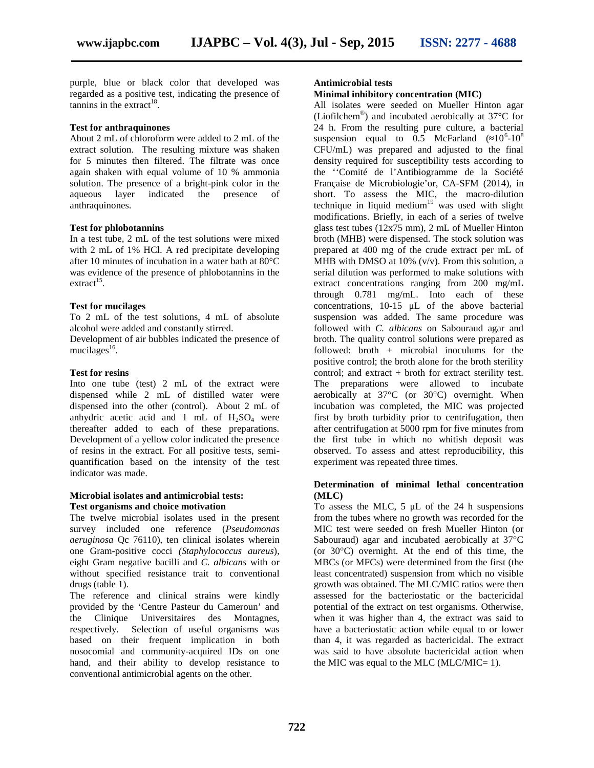purple, blue or black color that developed was regarded as a positive test, indicating the presence of tannins in the extract[18].

**Test for anthraquinones**

About 2 mL of chloroform were added to 2 mL of the extract solution. The resulting mixture was shaken for 5 minutes then filtered. The filtrate was once again shaken with equal volume of 10 % ammonia solution. The presence of a bright-pink color in the aqueous layer indicated the presence of anthraquinones.

**Test for phlobotannins**

In a test tube, 2 mL of the test solutions were mixed with 2 mL of 1% HCl. A red precipitate developing after 10 minutes of incubation in a water bath at 80°C was evidence of the presence of phlobotannins in the extract[15].

**Test for mucilages**

To 2 mL of the test solutions, 4 mL of absolute alcohol were added and constantly stirred.

Development of air bubbles indicated the presence of mucilages[16].

**Test for resins**

Into one tube (test) 2 mL of the extract were dispensed while 2 mL of distilled water were dispensed into the other (control). About 2 mL of anhydric acetic acid and 1 mL of $H_2SO_4$ were thereafter added to each of these preparations. Development of a yellow color indicated the presence of resins in the extract. For all positive tests, semi-quantification based on the intensity of the test indicator was made.

**Microbial isolates and antimicrobial tests:**
**Test organisms and choice motivation**

The twelve microbial isolates used in the present survey included one reference (*Pseudomonas aeruginosa* Qc 76110), ten clinical isolates wherein one Gram-positive cocci *(Staphylococcus aureus*), eight Gram negative bacilli and *C. albicans* with or without specified resistance trait to conventional drugs (table 1).

The reference and clinical strains were kindly provided by the 'Centre Pasteur du Cameroun' and the Clinique Universitaires des Montagnes, respectively. Selection of useful organisms was based on their frequent implication in both nosocomial and community-acquired IDs on one hand, and their ability to develop resistance to conventional antimicrobial agents on the other.

**Antimicrobial tests**
**Minimal inhibitory concentration (MIC)**

All isolates were seeded on Mueller Hinton agar (Liofilchem®) and incubated aerobically at 37°C for 24 h. From the resulting pure culture, a bacterial suspension equal to 0.5 McFarland ($\approx 10^6$-$10^8$ CFU/mL) was prepared and adjusted to the final density required for susceptibility tests according to the ''Comité de l'Antibiogramme de la Société Française de Microbiologie'or, CA-SFM (2014), in short. To assess the MIC, the macro-dilution technique in liquid medium[19] was used with slight modifications. Briefly, in each of a series of twelve glass test tubes (12x75 mm), 2 mL of Mueller Hinton broth (MHB) were dispensed. The stock solution was prepared at 400 mg of the crude extract per mL of MHB with DMSO at 10% (v/v). From this solution, a serial dilution was performed to make solutions with extract concentrations ranging from 200 mg/mL through 0.781 mg/mL. Into each of these concentrations, 10-15 µL of the above bacterial suspension was added. The same procedure was followed with *C. albicans* on Sabouraud agar and broth. The quality control solutions were prepared as followed: broth + microbial inoculums for the positive control; the broth alone for the broth sterility control; and extract + broth for extract sterility test. The preparations were allowed to incubate aerobically at 37°C (or 30°C) overnight. When incubation was completed, the MIC was projected first by broth turbidity prior to centrifugation, then after centrifugation at 5000 rpm for five minutes from the first tube in which no whitish deposit was observed. To assess and attest reproducibility, this experiment was repeated three times.

**Determination of minimal lethal concentration (MLC)**

To assess the MLC, 5 µL of the 24 h suspensions from the tubes where no growth was recorded for the MIC test were seeded on fresh Mueller Hinton (or Sabouraud) agar and incubated aerobically at 37°C (or 30°C) overnight. At the end of this time, the MBCs (or MFCs) were determined from the first (the least concentrated) suspension from which no visible growth was obtained. The MLC/MIC ratios were then assessed for the bacteriostatic or the bactericidal potential of the extract on test organisms. Otherwise, when it was higher than 4, the extract was said to have a bacteriostatic action while equal to or lower than 4, it was regarded as bactericidal. The extract was said to have absolute bactericidal action when the MIC was equal to the MLC (MLC/MIC= 1).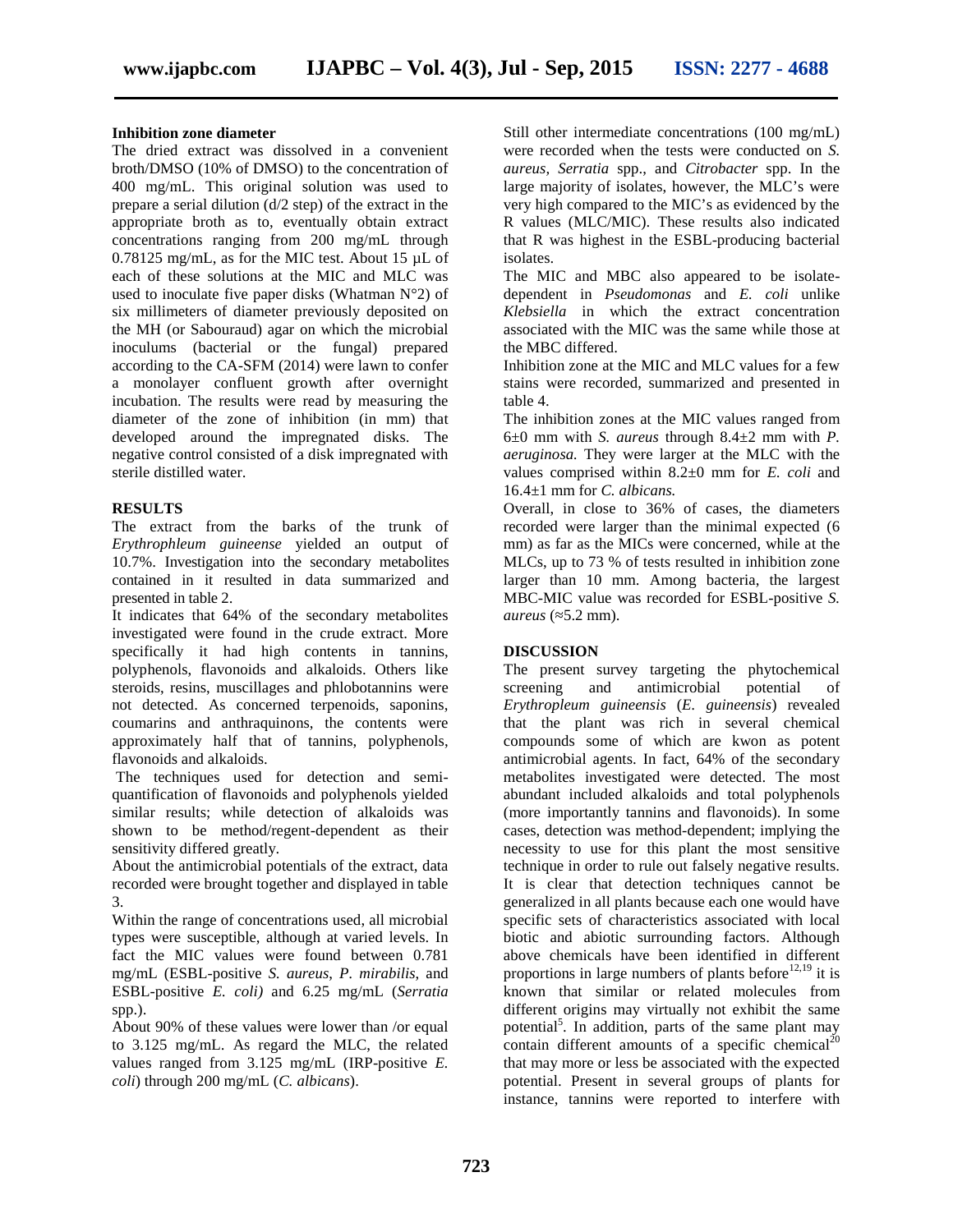**Inhibition zone diameter**

The dried extract was dissolved in a convenient broth/DMSO (10% of DMSO) to the concentration of 400 mg/mL. This original solution was used to prepare a serial dilution (d/2 step) of the extract in the appropriate broth as to, eventually obtain extract concentrations ranging from 200 mg/mL through 0.78125 mg/mL, as for the MIC test. About 15 µL of each of these solutions at the MIC and MLC was used to inoculate five paper disks (Whatman N°2) of six millimeters of diameter previously deposited on the MH (or Sabouraud) agar on which the microbial inoculums (bacterial or the fungal) prepared according to the CA-SFM (2014) were lawn to confer a monolayer confluent growth after overnight incubation. The results were read by measuring the diameter of the zone of inhibition (in mm) that developed around the impregnated disks. The negative control consisted of a disk impregnated with sterile distilled water.

**RESULTS**

The extract from the barks of the trunk of *Erythrophleum guineense* yielded an output of 10.7%. Investigation into the secondary metabolites contained in it resulted in data summarized and presented in table 2.

It indicates that 64% of the secondary metabolites investigated were found in the crude extract. More specifically it had high contents in tannins, polyphenols, flavonoids and alkaloids. Others like steroids, resins, muscillages and phlobotannins were not detected. As concerned terpenoids, saponins, coumarins and anthraquinons, the contents were approximately half that of tannins, polyphenols, flavonoids and alkaloids.

The techniques used for detection and semi-quantification of flavonoids and polyphenols yielded similar results; while detection of alkaloids was shown to be method/regent-dependent as their sensitivity differed greatly.

About the antimicrobial potentials of the extract, data recorded were brought together and displayed in table 3.

Within the range of concentrations used, all microbial types were susceptible, although at varied levels. In fact the MIC values were found between 0.781 mg/mL (ESBL-positive *S. aureus*, *P. mirabilis*, and ESBL-positive *E. coli)* and 6.25 mg/mL (*Serratia* spp.).

About 90% of these values were lower than /or equal to 3.125 mg/mL. As regard the MLC, the related values ranged from 3.125 mg/mL (IRP-positive *E. coli*) through 200 mg/mL (*C. albicans*).

Still other intermediate concentrations (100 mg/mL) were recorded when the tests were conducted on *S. aureus, Serratia* spp., and *Citrobacter* spp. In the large majority of isolates, however, the MLC's were very high compared to the MIC's as evidenced by the R values (MLC/MIC). These results also indicated that R was highest in the ESBL-producing bacterial isolates.

The MIC and MBC also appeared to be isolate-dependent in *Pseudomonas* and *E. coli* unlike *Klebsiella* in which the extract concentration associated with the MIC was the same while those at the MBC differed.

Inhibition zone at the MIC and MLC values for a few stains were recorded, summarized and presented in table 4.

The inhibition zones at the MIC values ranged from 6±0 mm with *S. aureus* through 8.4±2 mm with *P. aeruginosa.* They were larger at the MLC with the values comprised within 8.2±0 mm for *E. coli* and 16.4±1 mm for *C. albicans.*

Overall, in close to 36% of cases, the diameters recorded were larger than the minimal expected (6 mm) as far as the MICs were concerned, while at the MLCs, up to 73 % of tests resulted in inhibition zone larger than 10 mm. Among bacteria, the largest MBC-MIC value was recorded for ESBL-positive *S. aureus* (≈5.2 mm).

**DISCUSSION**

The present survey targeting the phytochemical screening and antimicrobial potential of *Erythropleum guineensis* (*E. guineensis*) revealed that the plant was rich in several chemical compounds some of which are kwon as potent antimicrobial agents. In fact, 64% of the secondary metabolites investigated were detected. The most abundant included alkaloids and total polyphenols (more importantly tannins and flavonoids). In some cases, detection was method-dependent; implying the necessity to use for this plant the most sensitive technique in order to rule out falsely negative results. It is clear that detection techniques cannot be generalized in all plants because each one would have specific sets of characteristics associated with local biotic and abiotic surrounding factors. Although above chemicals have been identified in different proportions in large numbers of plants before[12,19] it is known that similar or related molecules from different origins may virtually not exhibit the same potential[5]. In addition, parts of the same plant may contain different amounts of a specific chemical[20] that may more or less be associated with the expected potential. Present in several groups of plants for instance, tannins were reported to interfere with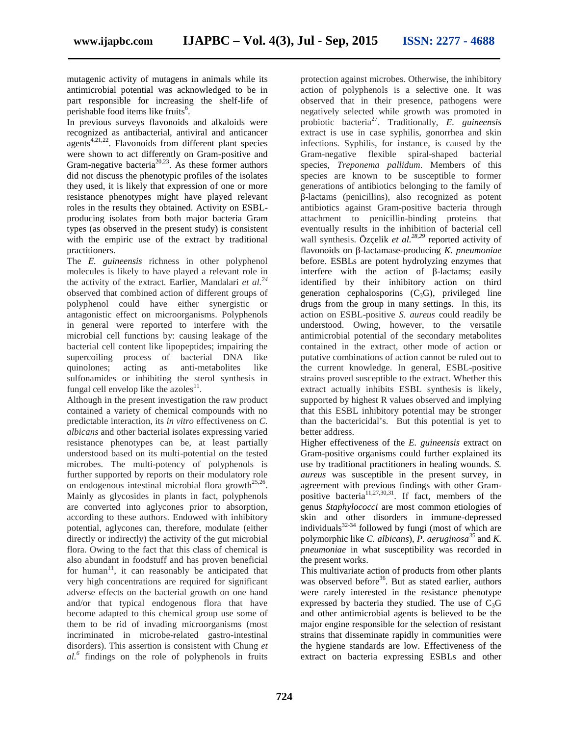mutagenic activity of mutagens in animals while its antimicrobial potential was acknowledged to be in part responsible for increasing the shelf-life of perishable food items like fruits[6].

In previous surveys flavonoids and alkaloids were recognized as antibacterial, antiviral and anticancer agents[4,21,22]. Flavonoids from different plant species were shown to act differently on Gram-positive and Gram-negative bacteria[20,23]. As these former authors did not discuss the phenotypic profiles of the isolates they used, it is likely that expression of one or more resistance phenotypes might have played relevant roles in the results they obtained. Activity on ESBL-producing isolates from both major bacteria Gram types (as observed in the present study) is consistent with the empiric use of the extract by traditional practitioners.

The *E. guineensis* richness in other polyphenol molecules is likely to have played a relevant role in the activity of the extract. Earlier, Mandalari *et al.*[24] observed that combined action of different groups of polyphenol could have either synergistic or antagonistic effect on microorganisms. Polyphenols in general were reported to interfere with the microbial cell functions by: causing leakage of the bacterial cell content like lipopeptides; impairing the supercoiling process of bacterial DNA like quinolones; acting as anti-metabolites like sulfonamides or inhibiting the sterol synthesis in fungal cell envelop like the azoles[11].

Although in the present investigation the raw product contained a variety of chemical compounds with no predictable interaction, its *in vitro* effectiveness on *C. albicans* and other bacterial isolates expressing varied resistance phenotypes can be, at least partially understood based on its multi-potential on the tested microbes. The multi-potency of polyphenols is further supported by reports on their modulatory role on endogenous intestinal microbial flora growth[25,26]. Mainly as glycosides in plants in fact, polyphenols are converted into aglycones prior to absorption, according to these authors. Endowed with inhibitory potential, aglycones can, therefore, modulate (either directly or indirectly) the activity of the gut microbial flora. Owing to the fact that this class of chemical is also abundant in foodstuff and has proven beneficial for human[11], it can reasonably be anticipated that very high concentrations are required for significant adverse effects on the bacterial growth on one hand and/or that typical endogenous flora that have become adapted to this chemical group use some of them to be rid of invading microorganisms (most incriminated in microbe-related gastro-intestinal disorders). This assertion is consistent with Chung *et al.*[6] findings on the role of polyphenols in fruits protection against microbes. Otherwise, the inhibitory action of polyphenols is a selective one. It was observed that in their presence, pathogens were negatively selected while growth was promoted in probiotic bacteria[27]. Traditionally, *E. guineensis* extract is use in case syphilis, gonorrhea and skin infections. Syphilis, for instance, is caused by the Gram-negative flexible spiral-shaped bacterial species, *Treponema pallidum*. Members of this species are known to be susceptible to former generations of antibiotics belonging to the family of β-lactams (penicillins), also recognized as potent antibiotics against Gram-positive bacteria through attachment to penicillin-binding proteins that eventually results in the inhibition of bacterial cell wall synthesis. Özçelik *et al.*[28,29] reported activity of flavonoids on β-lactamase-producing *K. pneumoniae* before. ESBLs are potent hydrolyzing enzymes that interfere with the action of β-lactams; easily identified by their inhibitory action on third generation cephalosporins ($C_3G$), privileged line drugs from the group in many settings. In this, its action on ESBL-positive *S. aureus* could readily be understood. Owing, however, to the versatile antimicrobial potential of the secondary metabolites contained in the extract, other mode of action or putative combinations of action cannot be ruled out to the current knowledge. In general, ESBL-positive strains proved susceptible to the extract. Whether this extract actually inhibits ESBL synthesis is likely, supported by highest R values observed and implying that this ESBL inhibitory potential may be stronger than the bactericidal's. But this potential is yet to better address.

Higher effectiveness of the *E. guineensis* extract on Gram-positive organisms could further explained its use by traditional practitioners in healing wounds. *S. aureus* was susceptible in the present survey, in agreement with previous findings with other Gram-positive bacteria[11,27,30,31]. If fact, members of the genus *Staphylococci* are most common etiologies of skin and other disorders in immune-depressed individuals[32-34] followed by fungi (most of which are polymorphic like *C. albicans*), *P. aeruginosa*[35] and *K. pneumoniae* in what susceptibility was recorded in the present works.

This multivariate action of products from other plants was observed before[36]. But as stated earlier, authors were rarely interested in the resistance phenotype expressed by bacteria they studied. The use of $C_3G$ and other antimicrobial agents is believed to be the major engine responsible for the selection of resistant strains that disseminate rapidly in communities were the hygiene standards are low. Effectiveness of the extract on bacteria expressing ESBLs and other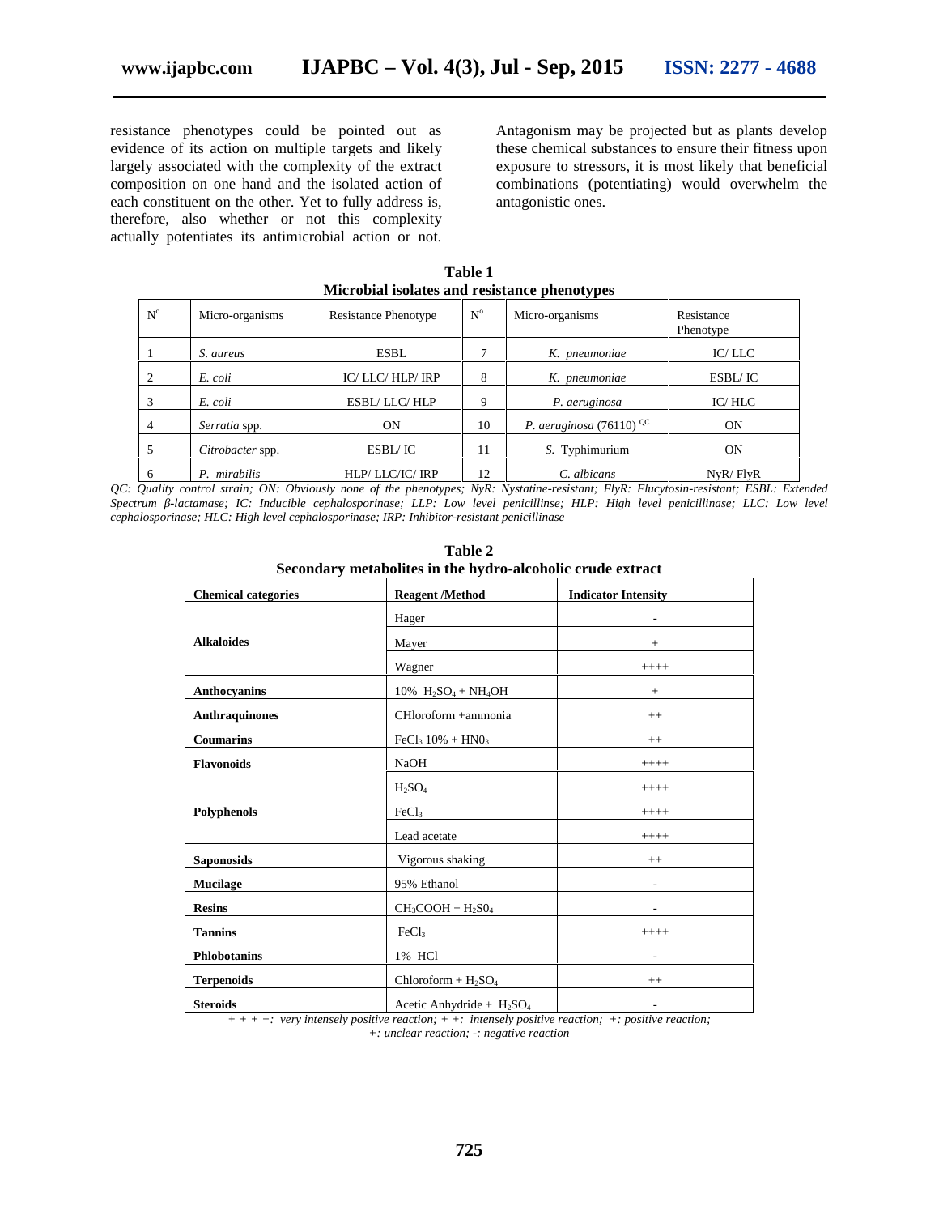resistance phenotypes could be pointed out as evidence of its action on multiple targets and likely largely associated with the complexity of the extract composition on one hand and the isolated action of each constituent on the other. Yet to fully address is, therefore, also whether or not this complexity actually potentiates its antimicrobial action or not. Antagonism may be projected but as plants develop these chemical substances to ensure their fitness upon exposure to stressors, it is most likely that beneficial combinations (potentiating) would overwhelm the antagonistic ones.

**Table 1**
**Microbial isolates and resistance phenotypes**

| N° | Micro-organisms | Resistance Phenotype | N° | Micro-organisms | Resistance Phenotype |
|---|---|---|---|---|---|
| 1 | *S. aureus* | ESBL | 7 | *K. pneumoniae* | IC/ LLC |
| 2 | *E. coli* | IC/ LLC/ HLP/ IRP | 8 | *K. pneumoniae* | ESBL/ IC |
| 3 | *E. coli* | ESBL/ LLC/ HLP | 9 | *P. aeruginosa* | IC/ HLC |
| 4 | *Serratia* spp. | ON | 10 | *P. aeruginosa* (76110) [QC] | ON |
| 5 | *Citrobacter* spp. | ESBL/ IC | 11 | *S.* Typhimurium | ON |
| 6 | *P. mirabilis* | HLP/ LLC/IC/ IRP | 12 | *C. albicans* | NyR/ FlyR |

*QC: Quality control strain; ON: Obviously none of the phenotypes; NyR: Nystatine-resistant; FlyR: Flucytosin-resistant; ESBL: Extended Spectrum β-lactamase; IC: Inducible cephalosporinase; LLP: Low level penicillinse; HLP: High level penicillinase; LLC: Low level cephalosporinase; HLC: High level cephalosporinase; IRP: Inhibitor-resistant penicillinase*

**Table 2**
**Secondary metabolites in the hydro-alcoholic crude extract**

| Chemical categories | Reagent /Method | Indicator Intensity |
|---|---|---|
| **Alkaloides** | Hager | - |
| | Mayer | + |
| | Wagner | ++++ |
| **Anthocyanins** | 10% $H_2SO_4$ + $NH_4OH$ | + |
| **Anthraquinones** | CHloroform +ammonia | ++ |
| **Coumarins** | $FeCl_3$ 10% + $HN0_3$ | ++ |
| **Flavonoids** | NaOH | ++++ |
| | $H_2SO_4$ | ++++ |
| **Polyphenols** | $FeCl_3$ | ++++ |
| | Lead acetate | ++++ |
| **Saponosids** | Vigorous shaking | ++ |
| **Mucilage** | 95% Ethanol | - |
| **Resins** | $CH_3COOH$ + $H_2S0_4$ | - |
| **Tannins** | $FeCl_3$ | ++++ |
| **Phlobotanins** | 1% HCl | - |
| **Terpenoids** | Chloroform + $H_2SO_4$ | ++ |
| **Steroids** | Acetic Anhydride + $H_2SO_4$ | - |

*+ + + +: very intensely positive reaction; + +: intensely positive reaction; +: positive reaction; +: unclear reaction; -: negative reaction*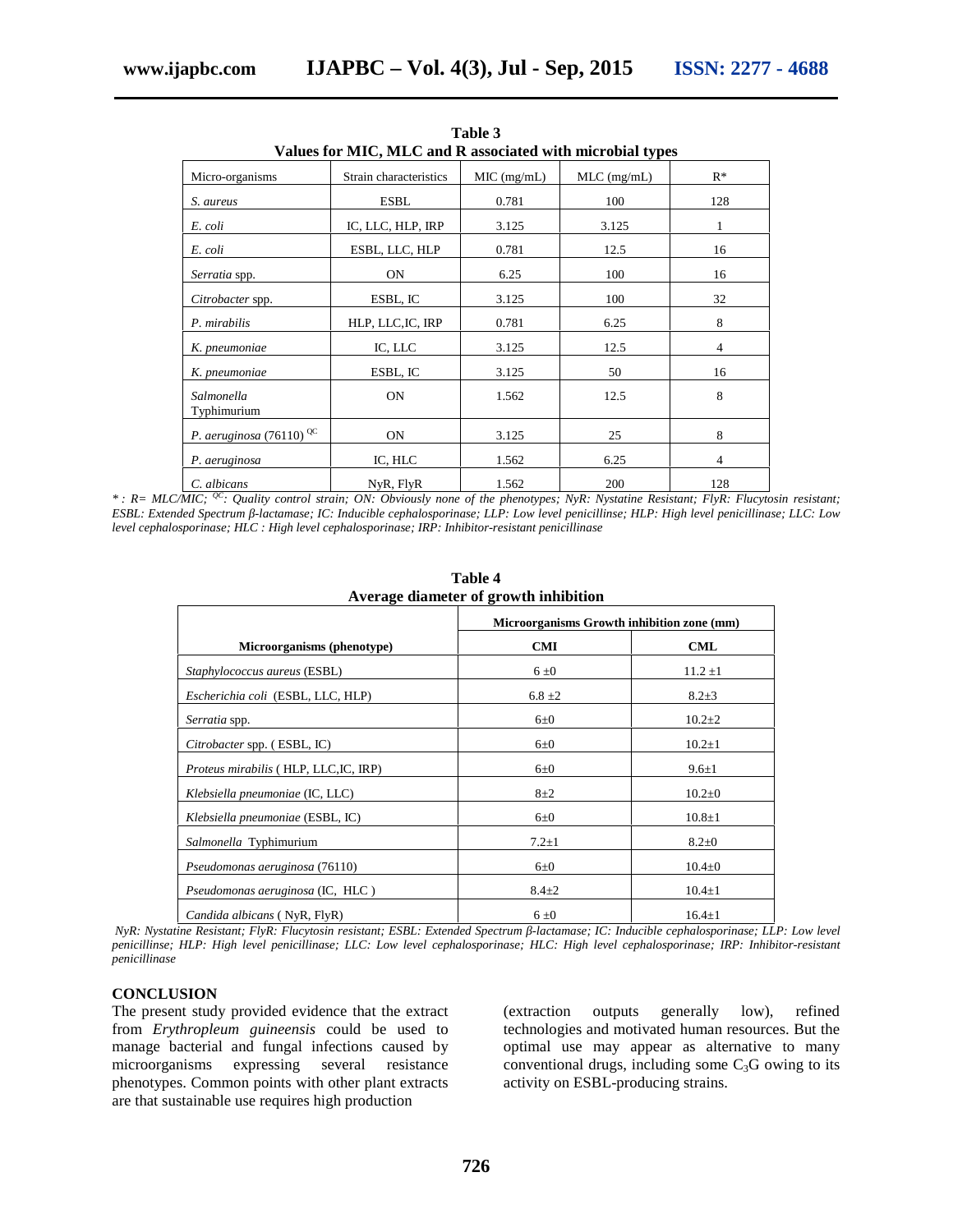**Table 3**
**Values for MIC, MLC and R associated with microbial types**

| Micro-organisms | Strain characteristics | MIC (mg/mL) | MLC (mg/mL) | R* |
|---|---|---|---|---|
| *S. aureus* | ESBL | 0.781 | 100 | 128 |
| *E. coli* | IC, LLC, HLP, IRP | 3.125 | 3.125 | 1 |
| *E. coli* | ESBL, LLC, HLP | 0.781 | 12.5 | 16 |
| *Serratia* spp. | ON | 6.25 | 100 | 16 |
| *Citrobacter* spp. | ESBL, IC | 3.125 | 100 | 32 |
| *P. mirabilis* | HLP, LLC,IC, IRP | 0.781 | 6.25 | 8 |
| *K. pneumoniae* | IC, LLC | 3.125 | 12.5 | 4 |
| *K. pneumoniae* | ESBL, IC | 3.125 | 50 | 16 |
| *Salmonella* Typhimurium | ON | 1.562 | 12.5 | 8 |
| *P. aeruginosa* (76110) [QC] | ON | 3.125 | 25 | 8 |
| *P. aeruginosa* | IC, HLC | 1.562 | 6.25 | 4 |
| *C. albicans* | NyR, FlyR | 1.562 | 200 | 128 |

*\* : R= MLC/MIC; [QC]: Quality control strain; ON: Obviously none of the phenotypes; NyR: Nystatine Resistant; FlyR: Flucytosin resistant; ESBL: Extended Spectrum β-lactamase; IC: Inducible cephalosporinase; LLP: Low level penicillinse; HLP: High level penicillinase; LLC: Low level cephalosporinase; HLC : High level cephalosporinase; IRP: Inhibitor-resistant penicillinase*

**Table 4**
**Average diameter of growth inhibition**

| | Microorganisms Growth inhibition zone (mm) | |
|---|---|---|
| **Microorganisms (phenotype)** | **CMI** | **CML** |
| *Staphylococcus aureus* (ESBL) | 6 ±0 | 11.2 ±1 |
| *Escherichia coli* (ESBL, LLC, HLP) | 6.8 ±2 | 8.2±3 |
| *Serratia* spp. | 6±0 | 10.2±2 |
| *Citrobacter* spp. ( ESBL, IC) | 6±0 | 10.2±1 |
| *Proteus mirabilis* ( HLP, LLC,IC, IRP) | 6±0 | 9.6±1 |
| *Klebsiella pneumoniae* (IC, LLC) | 8±2 | 10.2±0 |
| *Klebsiella pneumoniae* (ESBL, IC) | 6±0 | 10.8±1 |
| *Salmonella* Typhimurium | 7.2±1 | 8.2±0 |
| *Pseudomonas aeruginosa* (76110) | 6±0 | 10.4±0 |
| *Pseudomonas aeruginosa* (IC, HLC ) | 8.4±2 | 10.4±1 |
| *Candida albicans* ( NyR, FlyR) | 6 ±0 | 16.4±1 |

*NyR: Nystatine Resistant; FlyR: Flucytosin resistant; ESBL: Extended Spectrum β-lactamase; IC: Inducible cephalosporinase; LLP: Low level penicillinse; HLP: High level penicillinase; LLC: Low level cephalosporinase; HLC: High level cephalosporinase; IRP: Inhibitor-resistant penicillinase*

## CONCLUSION

The present study provided evidence that the extract from *Erythropleum guineensis* could be used to manage bacterial and fungal infections caused by microorganisms expressing several resistance phenotypes. Common points with other plant extracts are that sustainable use requires high production (extraction outputs generally low), refined technologies and motivated human resources. But the optimal use may appear as alternative to many conventional drugs, including some $C_3G$ owing to its activity on ESBL-producing strains.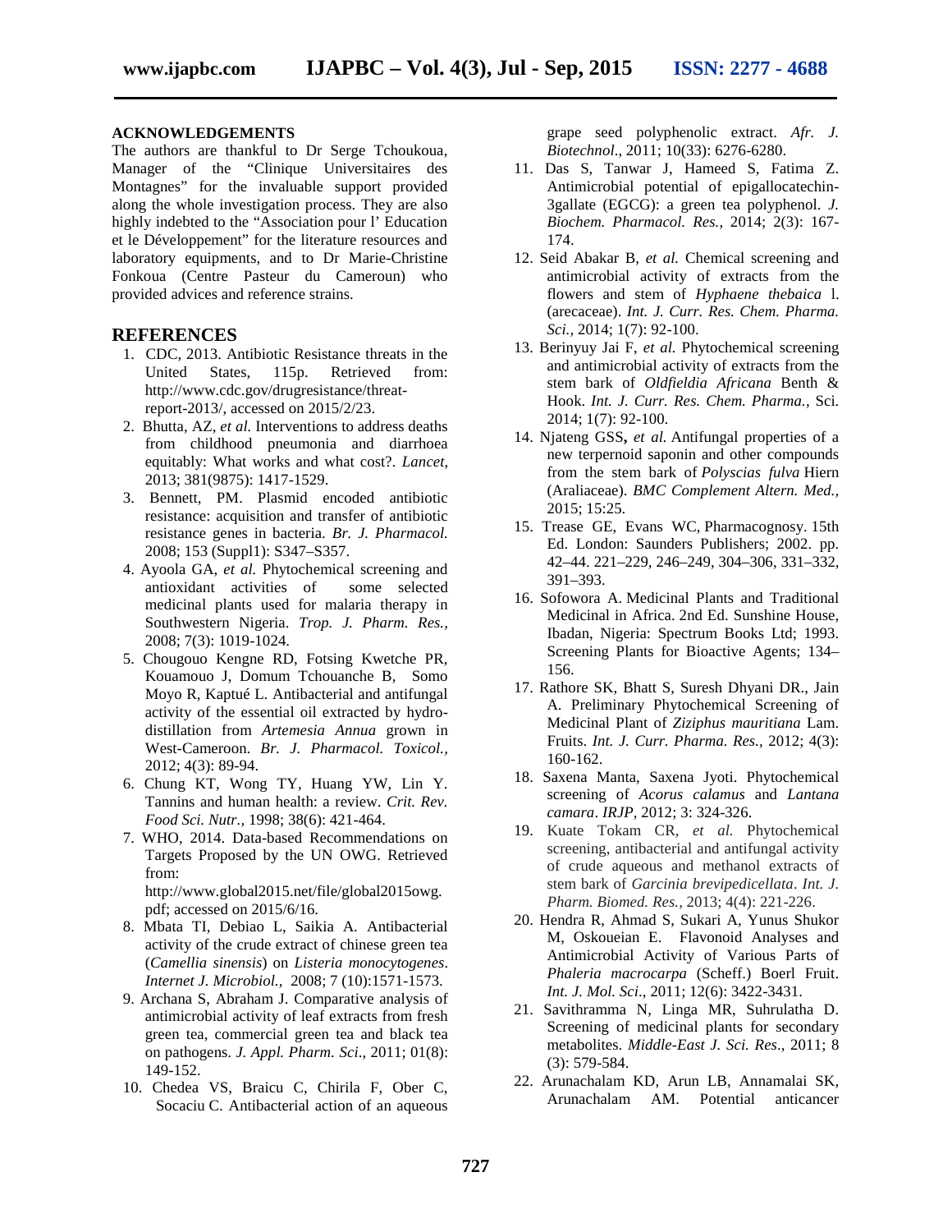## ACKNOWLEDGEMENTS

The authors are thankful to Dr Serge Tchoukoua, Manager of the "Clinique Universitaires des Montagnes" for the invaluable support provided along the whole investigation process. They are also highly indebted to the "Association pour l' Education et le Développement" for the literature resources and laboratory equipments, and to Dr Marie-Christine Fonkoua (Centre Pasteur du Cameroun) who provided advices and reference strains.

## REFERENCES

1. CDC, 2013. Antibiotic Resistance threats in the United States, 115p. Retrieved from: http://www.cdc.gov/drugresistance/threat-report-2013/, accessed on 2015/2/23.
2. Bhutta, AZ, *et al.* Interventions to address deaths from childhood pneumonia and diarrhoea equitably: What works and what cost?. *Lancet,* 2013; 381(9875): 1417-1529.
3. Bennett, PM. Plasmid encoded antibiotic resistance: acquisition and transfer of antibiotic resistance genes in bacteria. *Br. J. Pharmacol.* 2008; 153 (Suppl1): S347–S357.
4. Ayoola GA, *et al.* Phytochemical screening and antioxidant activities of some selected medicinal plants used for malaria therapy in Southwestern Nigeria. *Trop. J. Pharm. Res.,* 2008; 7(3): 1019-1024.
5. Chougouo Kengne RD, Fotsing Kwetche PR, Kouamouo J, Domum Tchouanche B, Somo Moyo R, Kaptué L. Antibacterial and antifungal activity of the essential oil extracted by hydro-distillation from *Artemesia Annua* grown in West-Cameroon. *Br. J. Pharmacol. Toxicol.,* 2012; 4(3): 89-94.
6. Chung KT, Wong TY, Huang YW, Lin Y. Tannins and human health: a review. *Crit. Rev. Food Sci. Nutr.,* 1998; 38(6): 421-464.
7. WHO, 2014. Data-based Recommendations on Targets Proposed by the UN OWG. Retrieved from: http://www.global2015.net/file/global2015owg.pdf; accessed on 2015/6/16.
8. Mbata TI, Debiao L, Saikia A. Antibacterial activity of the crude extract of chinese green tea (*Camellia sinensis*) on *Listeria monocytogenes*. *Internet J. Microbiol.,* 2008; 7 (10):1571-1573.
9. Archana S, Abraham J. Comparative analysis of antimicrobial activity of leaf extracts from fresh green tea, commercial green tea and black tea on pathogens. *J. Appl. Pharm. Sci*., 2011; 01(8): 149-152.
10. Chedea VS, Braicu C, Chirila F, Ober C, Socaciu C. Antibacterial action of an aqueous grape seed polyphenolic extract. *Afr. J. Biotechnol*., 2011; 10(33): 6276-6280.
11. Das S, Tanwar J, Hameed S, Fatima Z. Antimicrobial potential of epigallocatechin-3gallate (EGCG): a green tea polyphenol. *J. Biochem. Pharmacol. Res.,* 2014; 2(3): 167-174.
12. Seid Abakar B, *et al.* Chemical screening and antimicrobial activity of extracts from the flowers and stem of *Hyphaene thebaica* l. (arecaceae). *Int. J. Curr. Res. Chem. Pharma. Sci.,* 2014; 1(7): 92-100.
13. Berinyuy Jai F, *et al.* Phytochemical screening and antimicrobial activity of extracts from the stem bark of *Oldfieldia Africana* Benth & Hook. *Int. J. Curr. Res. Chem. Pharma.,* Sci. 2014; 1(7): 92-100.
14. Njateng GSS**,** *et al.* Antifungal properties of a new terpernoid saponin and other compounds from the stem bark of *Polyscias fulva* Hiern (Araliaceae). *BMC Complement Altern. Med.,* 2015; 15:25.
15. Trease GE, Evans WC, Pharmacognosy. 15th Ed. London: Saunders Publishers; 2002. pp. 42–44. 221–229, 246–249, 304–306, 331–332, 391–393.
16. Sofowora A. Medicinal Plants and Traditional Medicinal in Africa. 2nd Ed. Sunshine House, Ibadan, Nigeria: Spectrum Books Ltd; 1993. Screening Plants for Bioactive Agents; 134–156.
17. Rathore SK, Bhatt S, Suresh Dhyani DR., Jain A. Preliminary Phytochemical Screening of Medicinal Plant of *Ziziphus mauritiana* Lam. Fruits. *Int. J. Curr. Pharma. Res.,* 2012; 4(3): 160-162.
18. Saxena Manta, Saxena Jyoti. Phytochemical screening of *Acorus calamus* and *Lantana camara*. *IRJP*, 2012; 3: 324-326.
19. Kuate Tokam CR, *et al.* Phytochemical screening, antibacterial and antifungal activity of crude aqueous and methanol extracts of stem bark of *Garcinia brevipedicellata*. *Int. J. Pharm. Biomed. Res.,* 2013; 4(4): 221-226.
20. Hendra R, Ahmad S, Sukari A, Yunus Shukor M, Oskoueian E. Flavonoid Analyses and Antimicrobial Activity of Various Parts of *Phaleria macrocarpa* (Scheff.) Boerl Fruit. *Int. J. Mol. Sci*., 2011; 12(6): 3422-3431.
21. Savithramma N, Linga MR, Suhrulatha D. Screening of medicinal plants for secondary metabolites. *Middle-East J. Sci. Res*., 2011; 8 (3): 579-584.
22. Arunachalam KD, Arun LB, Annamalai SK, Arunachalam AM. Potential anticancer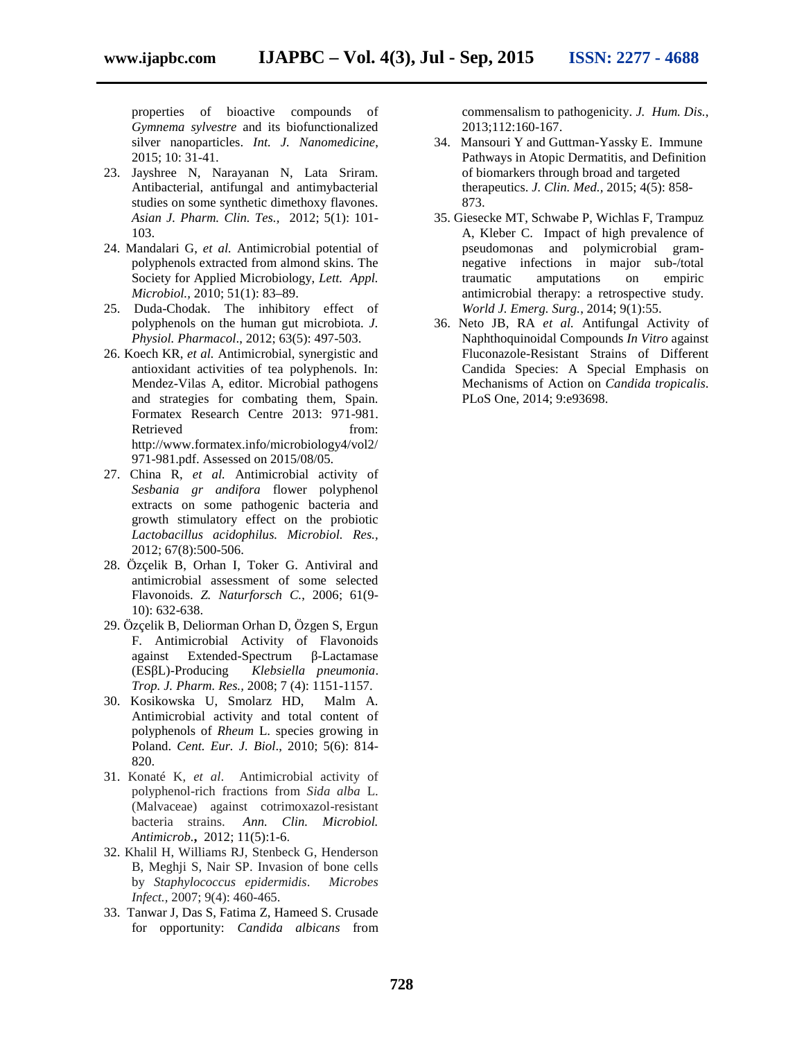properties of bioactive compounds of *Gymnema sylvestre* and its biofunctionalized silver nanoparticles. *Int. J. Nanomedicine*, 2015; 10: 31-41.

23. Jayshree N, Narayanan N, Lata Sriram. Antibacterial, antifungal and antimybacterial studies on some synthetic dimethoxy flavones. *Asian J. Pharm. Clin. Tes.,* 2012; 5(1): 101-103.
24. Mandalari G, *et al.* Antimicrobial potential of polyphenols extracted from almond skins. The Society for Applied Microbiology, *Lett. Appl. Microbiol.,* 2010; 51(1): 83–89.
25. Duda-Chodak. The inhibitory effect of polyphenols on the human gut microbiota. *J. Physiol. Pharmacol*., 2012; 63(5): 497-503.
26. Koech KR, *et al.* Antimicrobial, synergistic and antioxidant activities of tea polyphenols. In: Mendez-Vilas A, editor. Microbial pathogens and strategies for combating them, Spain. Formatex Research Centre 2013: 971-981. Retrieved from: http://www.formatex.info/microbiology4/vol2/971-981.pdf. Assessed on 2015/08/05.
27. China R, *et al.* Antimicrobial activity of *Sesbania gr andifora* flower polyphenol extracts on some pathogenic bacteria and growth stimulatory effect on the probiotic *Lactobacillus acidophilus. Microbiol. Res.,* 2012; 67(8):500-506.
28. Özçelik B, Orhan I, Toker G. Antiviral and antimicrobial assessment of some selected Flavonoids. *Z. Naturforsch C.,* 2006; 61(9-10): 632-638.
29. Özçelik B, Deliorman Orhan D, Özgen S, Ergun F. Antimicrobial Activity of Flavonoids against Extended-Spectrum β-Lactamase (ESβL)-Producing *Klebsiella pneumonia*. *Trop. J. Pharm. Res.,* 2008; 7 (4): 1151-1157.
30. Kosikowska U, Smolarz HD, Malm A. Antimicrobial activity and total content of polyphenols of *Rheum* L. species growing in Poland. *Cent. Eur. J. Biol*., 2010; 5(6): 814-820.
31. Konaté K, *et al*. Antimicrobial activity of polyphenol-rich fractions from *Sida alba* L. (Malvaceae) against cotrimoxazol-resistant bacteria strains. *Ann. Clin. Microbiol. Antimicrob*.**,** 2012; 11(5):1-6.
32. Khalil H, Williams RJ, Stenbeck G, Henderson B, Meghji S, Nair SP. Invasion of bone cells by *Staphylococcus epidermidis*. *Microbes Infect.,* 2007; 9(4): 460-465.
33. Tanwar J, Das S, Fatima Z, Hameed S. Crusade for opportunity: *Candida albicans* from commensalism to pathogenicity. *J. Hum. Dis.,* 2013;112:160-167.
34. Mansouri Y and Guttman-Yassky E. Immune Pathways in Atopic Dermatitis, and Definition of biomarkers through broad and targeted therapeutics. *J. Clin. Med.,* 2015; 4(5): 858-873.
35. Giesecke MT, Schwabe P, Wichlas F, Trampuz A, Kleber C. Impact of high prevalence of pseudomonas and polymicrobial gram-negative infections in major sub-/total traumatic amputations on empiric antimicrobial therapy: a retrospective study. *World J. Emerg. Surg.,* 2014; 9(1):55.
36. Neto JB, RA *et al.* Antifungal Activity of Naphthoquinoidal Compounds *In Vitro* against Fluconazole-Resistant Strains of Different Candida Species: A Special Emphasis on Mechanisms of Action on *Candida tropicalis*. PLoS One, 2014; 9:e93698.